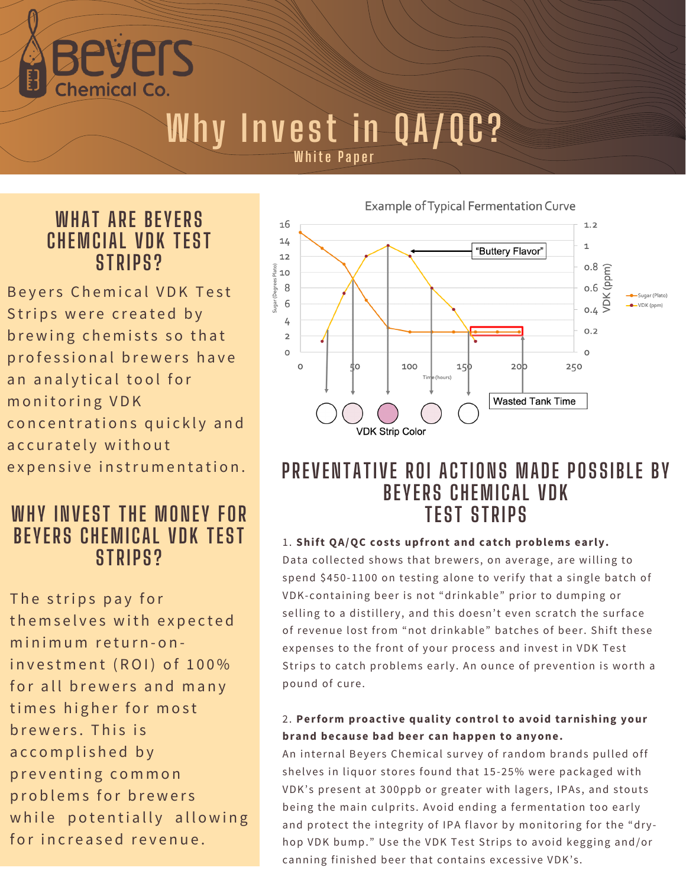# Why Invest in QA/QC?

White Paper

## WHAT ARE BEYERS CHEMCIAL VDK TEST STRIPS?

Beyers Chemical VDK Test Strips were created by brewing chemists so that professional brewers have an analytical tool for monitoring VDK concentrations quickly and accurately without expensive instrumentation.

## WHY INVEST THE MONEY FOR BEYERS CHEMICAL VDK TEST STRIPS?

The strips pay for themselves with expected minimum return-on-investment (ROI) of 100% for all brewers and many times higher for most brewers. This is accomplished by preventing common problems for brewers while potentially allowing for increased revenue.

Example of Typical Fermentation Curve

## PREVENTATIVE ROI ACTIONS MADE POSSIBLE BY BEYERS CHEMICAL VDK TEST STRIPS

1. **Shift QA/QC costs upfront and catch problems early.**
Data collected shows that brewers, on average, are willing to spend $450-1100 on testing alone to verify that a single batch of VDK-containing beer is not "drinkable" prior to dumping or selling to a distillery, and this doesn't even scratch the surface of revenue lost from "not drinkable" batches of beer. Shift these expenses to the front of your process and invest in VDK Test Strips to catch problems early. An ounce of prevention is worth a pound of cure.

2. **Perform proactive quality control to avoid tarnishing your brand because bad beer can happen to anyone.**
An internal Beyers Chemical survey of random brands pulled off shelves in liquor stores found that 15-25% were packaged with VDK's present at 300ppb or greater with lagers, IPAs, and stouts being the main culprits. Avoid ending a fermentation too early and protect the integrity of IPA flavor by monitoring for the "dry-hop VDK bump." Use the VDK Test Strips to avoid kegging and/or canning finished beer that contains excessive VDK's.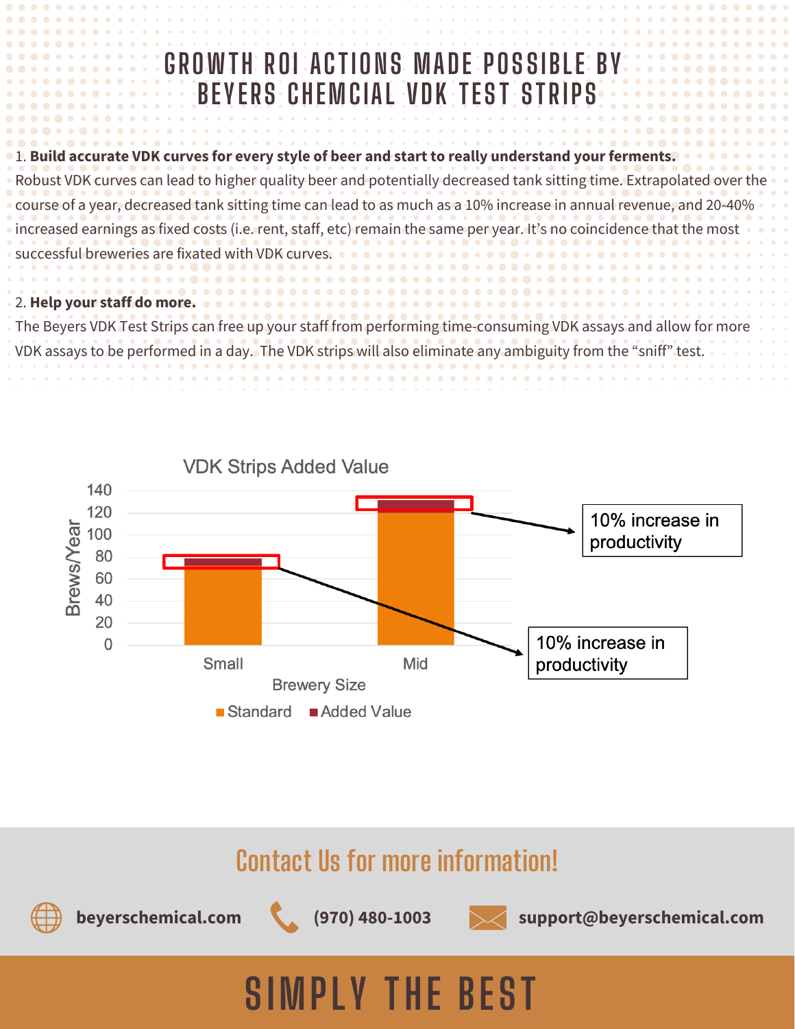# GROWTH ROI ACTIONS MADE POSSIBLE BY BEYERS CHEMCIAL VDK TEST STRIPS

1. **Build accurate VDK curves for every style of beer and start to really understand your ferments.**
Robust VDK curves can lead to higher quality beer and potentially decreased tank sitting time. Extrapolated over the course of a year, decreased tank sitting time can lead to as much as a 10% increase in annual revenue, and 20-40% increased earnings as fixed costs (i.e. rent, staff, etc) remain the same per year. It's no coincidence that the most successful breweries are fixated with VDK curves.

2. **Help your staff do more.**
The Beyers VDK Test Strips can free up your staff from performing time-consuming VDK assays and allow for more VDK assays to be performed in a day. The VDK strips will also eliminate any ambiguity from the "sniff" test.

VDK Strips Added Value

Brews/Year

0
20
40
60
80
100
120
140

Small
Mid

Brewery Size

Standard
Added Value

10% increase in productivity

10% increase in productivity

## Contact Us for more information!

beyerschemical.com (970) 480-1003 support@beyerschemical.com

# SIMPLY THE BEST